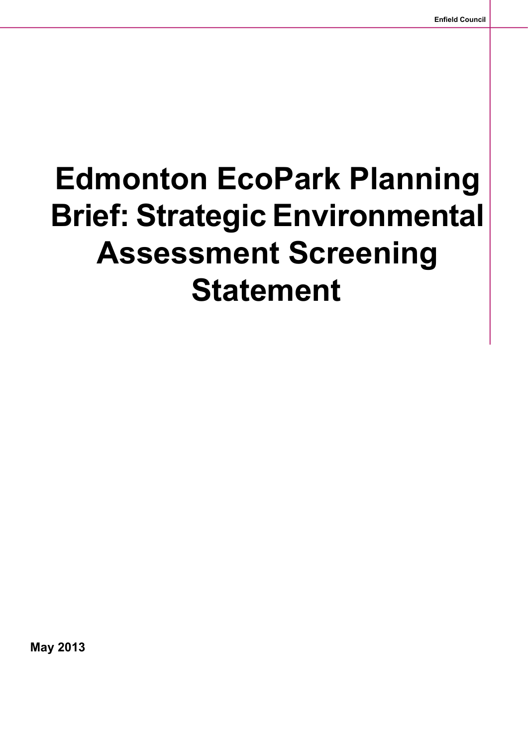# Edmonton EcoPark Planning Brief: Strategic Environmental Assessment Screening Statement

**May 2013**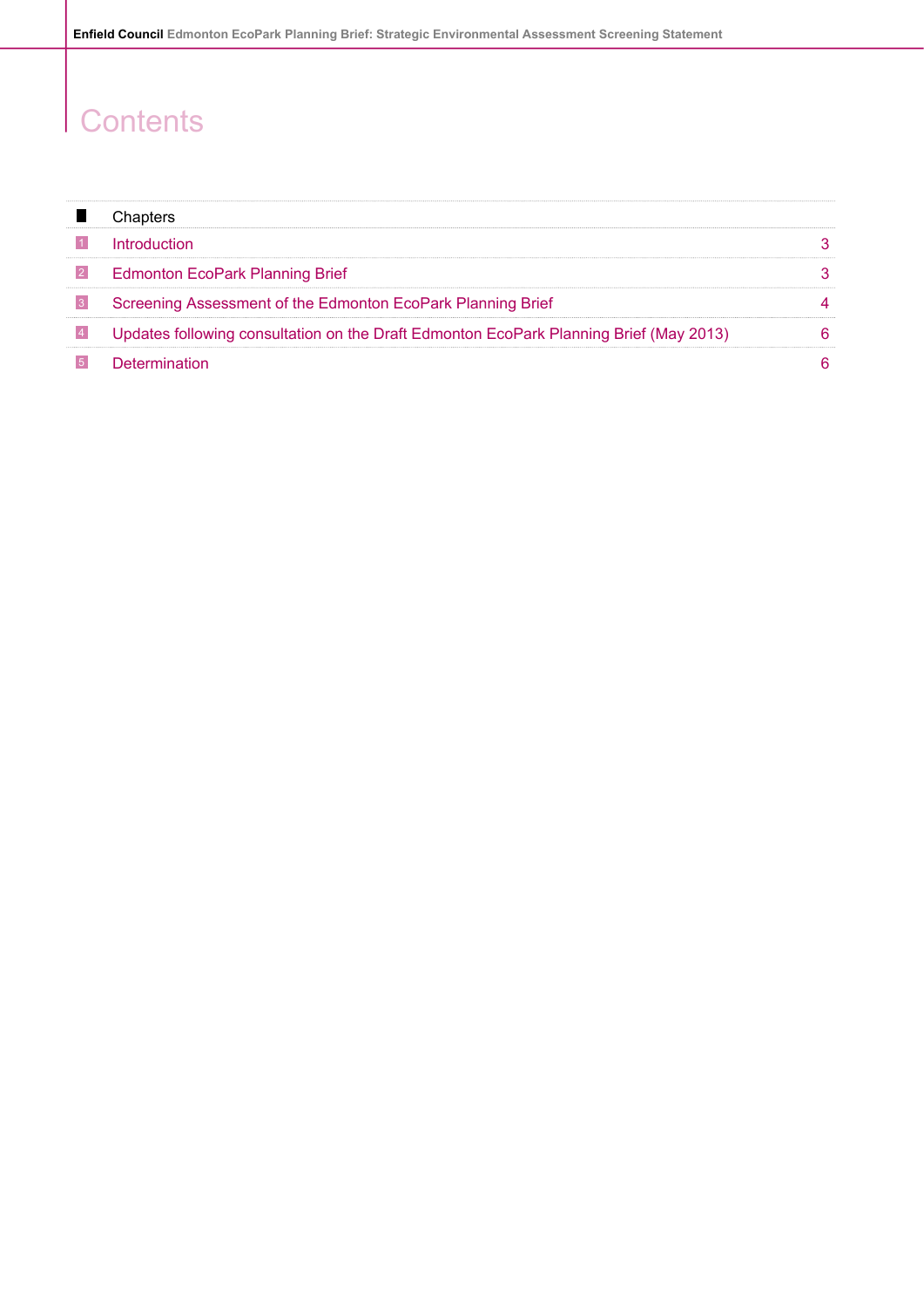# Contents

| | Chapters | |
|---|---|---|
| 1 | Introduction | 3 |
| 2 | Edmonton EcoPark Planning Brief | 3 |
| 3 | Screening Assessment of the Edmonton EcoPark Planning Brief | 4 |
| 4 | Updates following consultation on the Draft Edmonton EcoPark Planning Brief (May 2013) | 6 |
| 5 | Determination | 6 |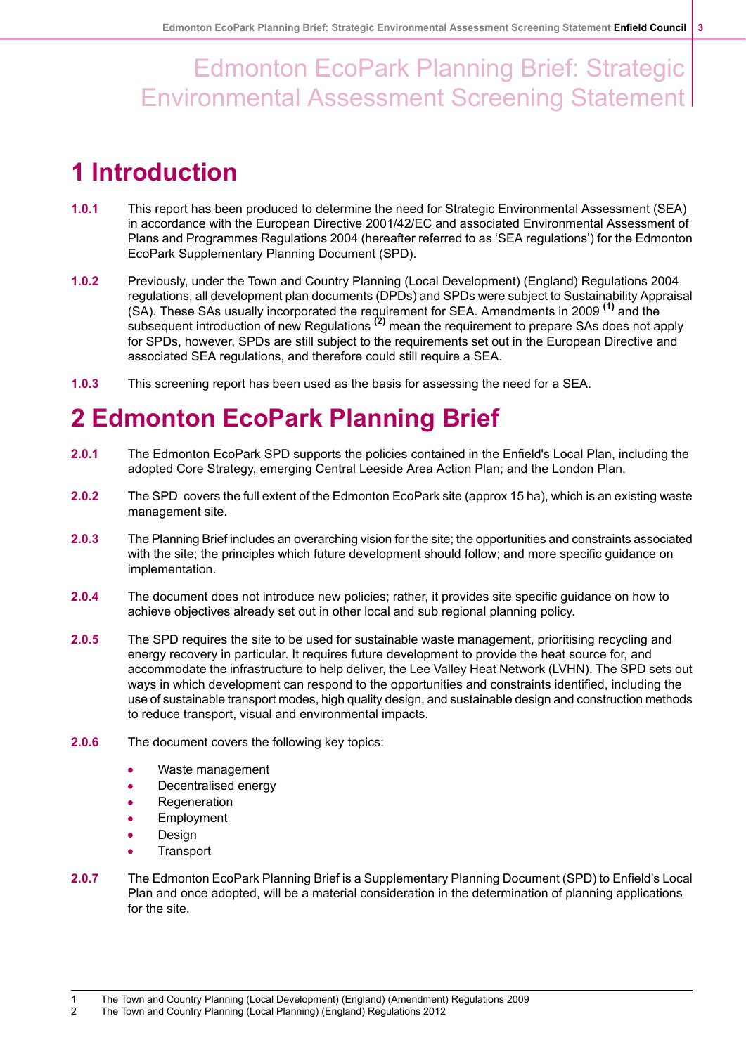# Edmonton EcoPark Planning Brief: Strategic Environmental Assessment Screening Statement

## 1 Introduction

**1.0.1** This report has been produced to determine the need for Strategic Environmental Assessment (SEA) in accordance with the European Directive 2001/42/EC and associated Environmental Assessment of Plans and Programmes Regulations 2004 (hereafter referred to as 'SEA regulations') for the Edmonton EcoPark Supplementary Planning Document (SPD).

**1.0.2** Previously, under the Town and Country Planning (Local Development) (England) Regulations 2004 regulations, all development plan documents (DPDs) and SPDs were subject to Sustainability Appraisal (SA). These SAs usually incorporated the requirement for SEA. Amendments in 2009 [1] and the subsequent introduction of new Regulations [2] mean the requirement to prepare SAs does not apply for SPDs, however, SPDs are still subject to the requirements set out in the European Directive and associated SEA regulations, and therefore could still require a SEA.

**1.0.3** This screening report has been used as the basis for assessing the need for a SEA.

## 2 Edmonton EcoPark Planning Brief

**2.0.1** The Edmonton EcoPark SPD supports the policies contained in the Enfield's Local Plan, including the adopted Core Strategy, emerging Central Leeside Area Action Plan; and the London Plan.

**2.0.2** The SPD covers the full extent of the Edmonton EcoPark site (approx 15 ha), which is an existing waste management site.

**2.0.3** The Planning Brief includes an overarching vision for the site; the opportunities and constraints associated with the site; the principles which future development should follow; and more specific guidance on implementation.

**2.0.4** The document does not introduce new policies; rather, it provides site specific guidance on how to achieve objectives already set out in other local and sub regional planning policy.

**2.0.5** The SPD requires the site to be used for sustainable waste management, prioritising recycling and energy recovery in particular. It requires future development to provide the heat source for, and accommodate the infrastructure to help deliver, the Lee Valley Heat Network (LVHN). The SPD sets out ways in which development can respond to the opportunities and constraints identified, including the use of sustainable transport modes, high quality design, and sustainable design and construction methods to reduce transport, visual and environmental impacts.

**2.0.6** The document covers the following key topics:

- Waste management
- Decentralised energy
- Regeneration
- Employment
- Design
- Transport

**2.0.7** The Edmonton EcoPark Planning Brief is a Supplementary Planning Document (SPD) to Enfield's Local Plan and once adopted, will be a material consideration in the determination of planning applications for the site.

---

1 The Town and Country Planning (Local Development) (England) (Amendment) Regulations 2009

2 The Town and Country Planning (Local Planning) (England) Regulations 2012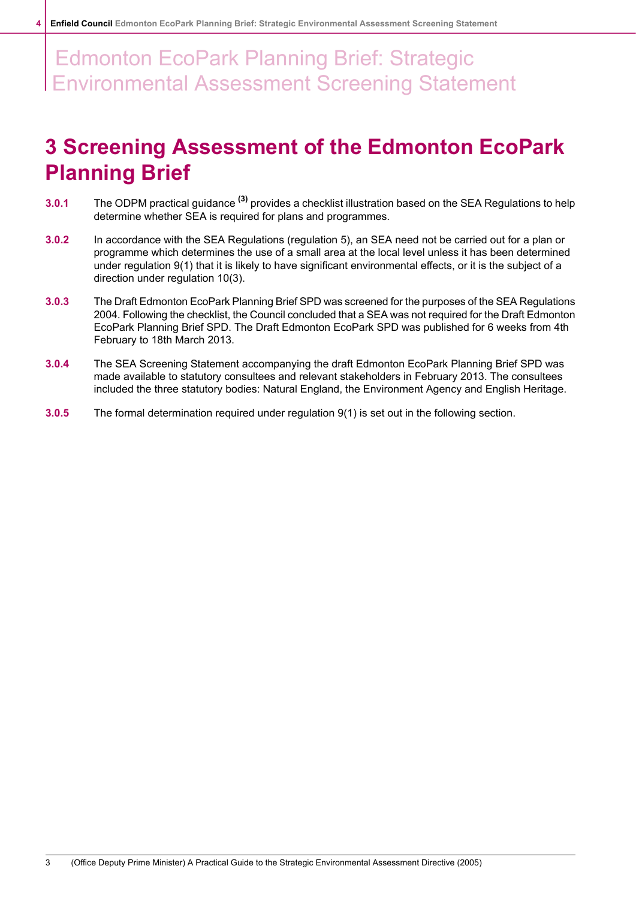# 3 Screening Assessment of the Edmonton EcoPark Planning Brief

**3.0.1** The ODPM practical guidance [3] provides a checklist illustration based on the SEA Regulations to help determine whether SEA is required for plans and programmes.

**3.0.2** In accordance with the SEA Regulations (regulation 5), an SEA need not be carried out for a plan or programme which determines the use of a small area at the local level unless it has been determined under regulation 9(1) that it is likely to have significant environmental effects, or it is the subject of a direction under regulation 10(3).

**3.0.3** The Draft Edmonton EcoPark Planning Brief SPD was screened for the purposes of the SEA Regulations 2004. Following the checklist, the Council concluded that a SEA was not required for the Draft Edmonton EcoPark Planning Brief SPD. The Draft Edmonton EcoPark SPD was published for 6 weeks from 4th February to 18th March 2013.

**3.0.4** The SEA Screening Statement accompanying the draft Edmonton EcoPark Planning Brief SPD was made available to statutory consultees and relevant stakeholders in February 2013. The consultees included the three statutory bodies: Natural England, the Environment Agency and English Heritage.

**3.0.5** The formal determination required under regulation 9(1) is set out in the following section.

---

3 (Office Deputy Prime Minister) A Practical Guide to the Strategic Environmental Assessment Directive (2005)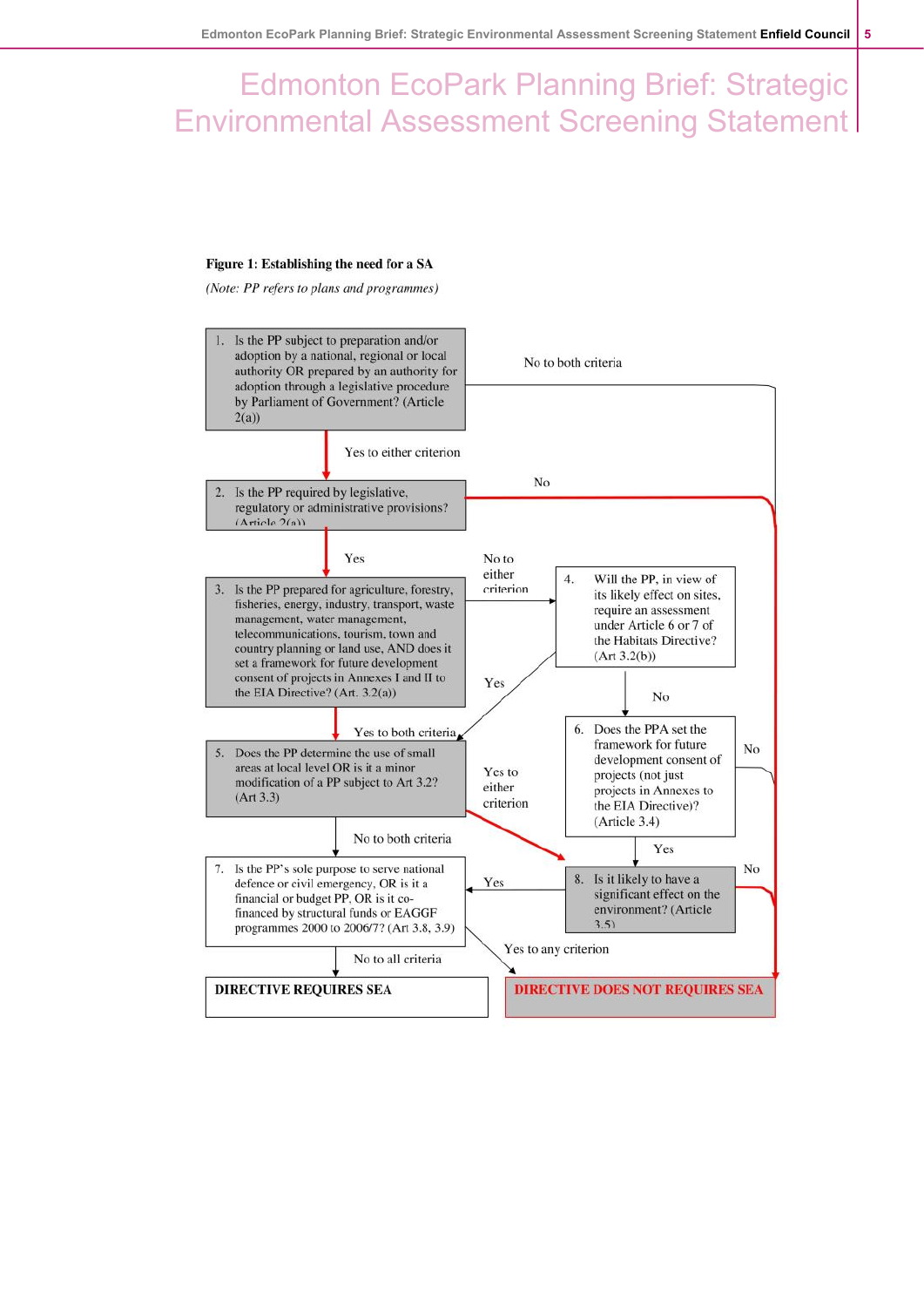# Edmonton EcoPark Planning Brief: Strategic Environmental Assessment Screening Statement

**Figure 1: Establishing the need for a SA**

*(Note: PP refers to plans and programmes)*

1. Is the PP subject to preparation and/or adoption by a national, regional or local authority OR prepared by an authority for adoption through a legislative procedure by Parliament of Government? (Article 2(a))
   - Yes to either criterion → 2
   - No to both criteria → DIRECTIVE DOES NOT REQUIRES SEA

2. Is the PP required by legislative, regulatory or administrative provisions? (Article 2(a))
   - Yes → 3
   - No → DIRECTIVE DOES NOT REQUIRES SEA

3. Is the PP prepared for agriculture, forestry, fisheries, energy, industry, transport, waste management, water management, telecommunications, tourism, town and country planning or land use, AND does it set a framework for future development consent of projects in Annexes I and II to the EIA Directive? (Art. 3.2(a))
   - Yes to both criteria → 5
   - No to either criterion → 4

4. Will the PP, in view of its likely effect on sites, require an assessment under Article 6 or 7 of the Habitats Directive? (Art 3.2(b))
   - Yes → 5
   - No → 6

5. Does the PP determine the use of small areas at local level OR is it a minor modification of a PP subject to Art 3.2? (Art 3.3)
   - Yes to either criterion → 8
   - No to both criteria → 7

6. Does the PPA set the framework for future development consent of projects (not just projects in Annexes to the EIA Directive)? (Article 3.4)
   - Yes → 8
   - No → DIRECTIVE DOES NOT REQUIRES SEA

7. Is the PP's sole purpose to serve national defence or civil emergency, OR is it a financial or budget PP, OR is it co-financed by structural funds or EAGGF programmes 2000 to 2006/7? (Art 3.8, 3.9)
   - No to all criteria → DIRECTIVE REQUIRES SEA
   - Yes to any criterion → DIRECTIVE DOES NOT REQUIRES SEA

8. Is it likely to have a significant effect on the environment? (Article 3.5)
   - Yes → 7
   - No → DIRECTIVE DOES NOT REQUIRES SEA

**DIRECTIVE REQUIRES SEA**

**DIRECTIVE DOES NOT REQUIRES SEA**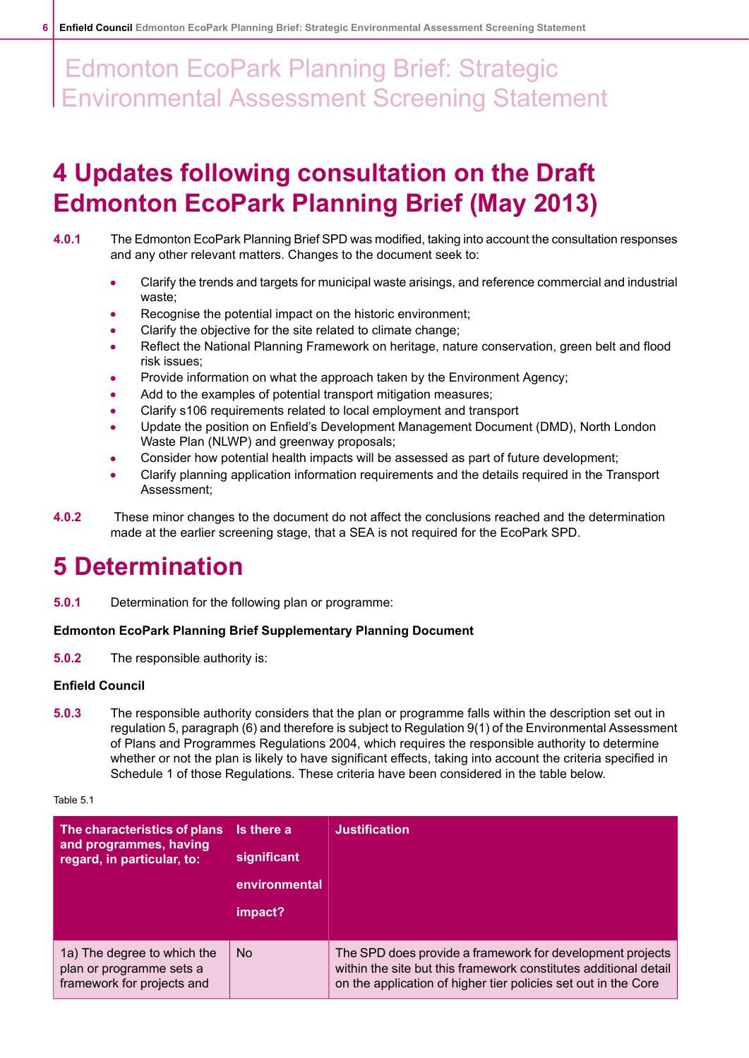# 4 Updates following consultation on the Draft Edmonton EcoPark Planning Brief (May 2013)

**4.0.1** The Edmonton EcoPark Planning Brief SPD was modified, taking into account the consultation responses and any other relevant matters. Changes to the document seek to:

- Clarify the trends and targets for municipal waste arisings, and reference commercial and industrial waste;
- Recognise the potential impact on the historic environment;
- Clarify the objective for the site related to climate change;
- Reflect the National Planning Framework on heritage, nature conservation, green belt and flood risk issues;
- Provide information on what the approach taken by the Environment Agency;
- Add to the examples of potential transport mitigation measures;
- Clarify s106 requirements related to local employment and transport
- Update the position on Enfield's Development Management Document (DMD), North London Waste Plan (NLWP) and greenway proposals;
- Consider how potential health impacts will be assessed as part of future development;
- Clarify planning application information requirements and the details required in the Transport Assessment;

**4.0.2** These minor changes to the document do not affect the conclusions reached and the determination made at the earlier screening stage, that a SEA is not required for the EcoPark SPD.

# 5 Determination

**5.0.1** Determination for the following plan or programme:

**Edmonton EcoPark Planning Brief Supplementary Planning Document**

**5.0.2** The responsible authority is:

**Enfield Council**

**5.0.3** The responsible authority considers that the plan or programme falls within the description set out in regulation 5, paragraph (6) and therefore is subject to Regulation 9(1) of the Environmental Assessment of Plans and Programmes Regulations 2004, which requires the responsible authority to determine whether or not the plan is likely to have significant effects, taking into account the criteria specified in Schedule 1 of those Regulations. These criteria have been considered in the table below.

Table 5.1

| The characteristics of plans and programmes, having regard, in particular, to: | Is there a significant environmental impact? | Justification |
|---|---|---|
| 1a) The degree to which the plan or programme sets a framework for projects and | No | The SPD does provide a framework for development projects within the site but this framework constitutes additional detail on the application of higher tier policies set out in the Core |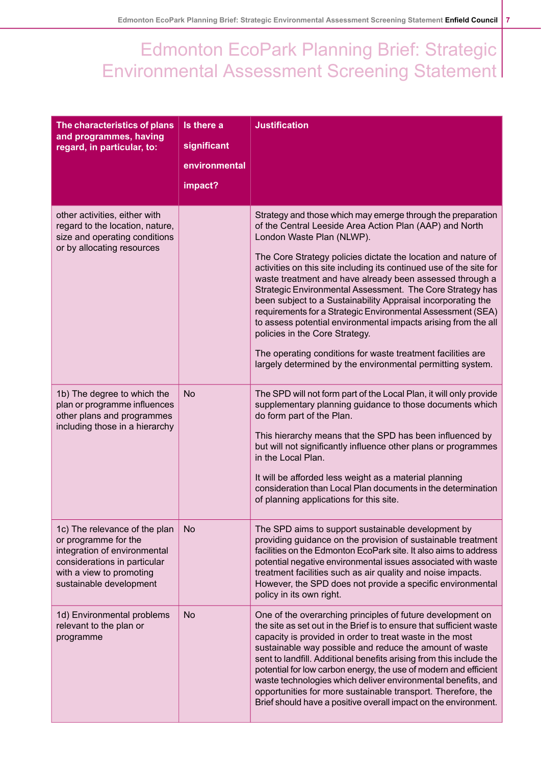# Edmonton EcoPark Planning Brief: Strategic Environmental Assessment Screening Statement

| The characteristics of plans and programmes, having regard, in particular, to: | Is there a significant environmental impact? | Justification |
|---|---|---|
| other activities, either with regard to the location, nature, size and operating conditions or by allocating resources | | Strategy and those which may emerge through the preparation of the Central Leeside Area Action Plan (AAP) and North London Waste Plan (NLWP).<br><br>The Core Strategy policies dictate the location and nature of activities on this site including its continued use of the site for waste treatment and have already been assessed through a Strategic Environmental Assessment. The Core Strategy has been subject to a Sustainability Appraisal incorporating the requirements for a Strategic Environmental Assessment (SEA) to assess potential environmental impacts arising from the all policies in the Core Strategy.<br><br>The operating conditions for waste treatment facilities are largely determined by the environmental permitting system. |
| 1b) The degree to which the plan or programme influences other plans and programmes including those in a hierarchy | No | The SPD will not form part of the Local Plan, it will only provide supplementary planning guidance to those documents which do form part of the Plan.<br><br>This hierarchy means that the SPD has been influenced by but will not significantly influence other plans or programmes in the Local Plan.<br><br>It will be afforded less weight as a material planning consideration than Local Plan documents in the determination of planning applications for this site. |
| 1c) The relevance of the plan or programme for the integration of environmental considerations in particular with a view to promoting sustainable development | No | The SPD aims to support sustainable development by providing guidance on the provision of sustainable treatment facilities on the Edmonton EcoPark site. It also aims to address potential negative environmental issues associated with waste treatment facilities such as air quality and noise impacts. However, the SPD does not provide a specific environmental policy in its own right. |
| 1d) Environmental problems relevant to the plan or programme | No | One of the overarching principles of future development on the site as set out in the Brief is to ensure that sufficient waste capacity is provided in order to treat waste in the most sustainable way possible and reduce the amount of waste sent to landfill. Additional benefits arising from this include the potential for low carbon energy, the use of modern and efficient waste technologies which deliver environmental benefits, and opportunities for more sustainable transport. Therefore, the Brief should have a positive overall impact on the environment. |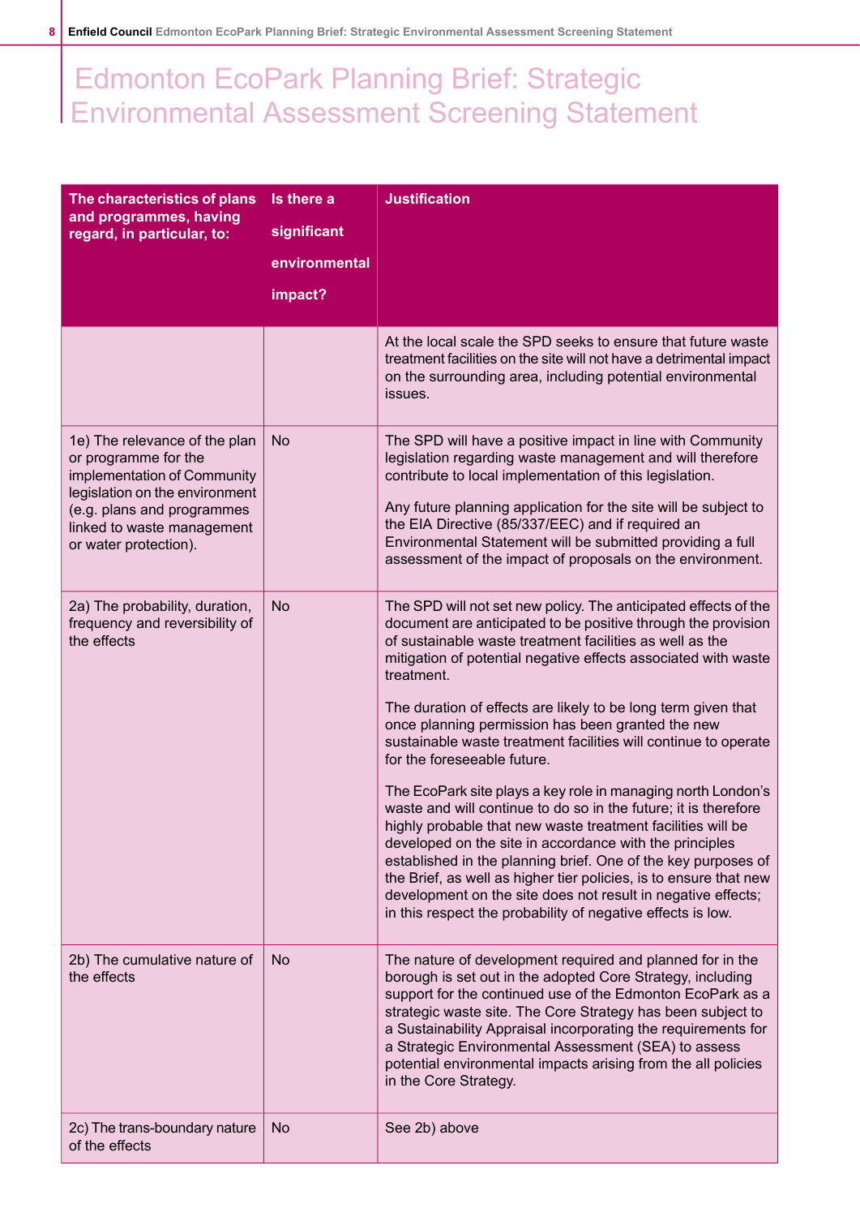# Edmonton EcoPark Planning Brief: Strategic Environmental Assessment Screening Statement

| The characteristics of plans and programmes, having regard, in particular, to: | Is there a significant environmental impact? | Justification |
|---|---|---|
| | | At the local scale the SPD seeks to ensure that future waste treatment facilities on the site will not have a detrimental impact on the surrounding area, including potential environmental issues. |
| 1e) The relevance of the plan or programme for the implementation of Community legislation on the environment (e.g. plans and programmes linked to waste management or water protection). | No | The SPD will have a positive impact in line with Community legislation regarding waste management and will therefore contribute to local implementation of this legislation.<br><br>Any future planning application for the site will be subject to the EIA Directive (85/337/EEC) and if required an Environmental Statement will be submitted providing a full assessment of the impact of proposals on the environment. |
| 2a) The probability, duration, frequency and reversibility of the effects | No | The SPD will not set new policy. The anticipated effects of the document are anticipated to be positive through the provision of sustainable waste treatment facilities as well as the mitigation of potential negative effects associated with waste treatment.<br><br>The duration of effects are likely to be long term given that once planning permission has been granted the new sustainable waste treatment facilities will continue to operate for the foreseeable future.<br><br>The EcoPark site plays a key role in managing north London's waste and will continue to do so in the future; it is therefore highly probable that new waste treatment facilities will be developed on the site in accordance with the principles established in the planning brief. One of the key purposes of the Brief, as well as higher tier policies, is to ensure that new development on the site does not result in negative effects; in this respect the probability of negative effects is low. |
| 2b) The cumulative nature of the effects | No | The nature of development required and planned for in the borough is set out in the adopted Core Strategy, including support for the continued use of the Edmonton EcoPark as a strategic waste site. The Core Strategy has been subject to a Sustainability Appraisal incorporating the requirements for a Strategic Environmental Assessment (SEA) to assess potential environmental impacts arising from the all policies in the Core Strategy. |
| 2c) The trans-boundary nature of the effects | No | See 2b) above |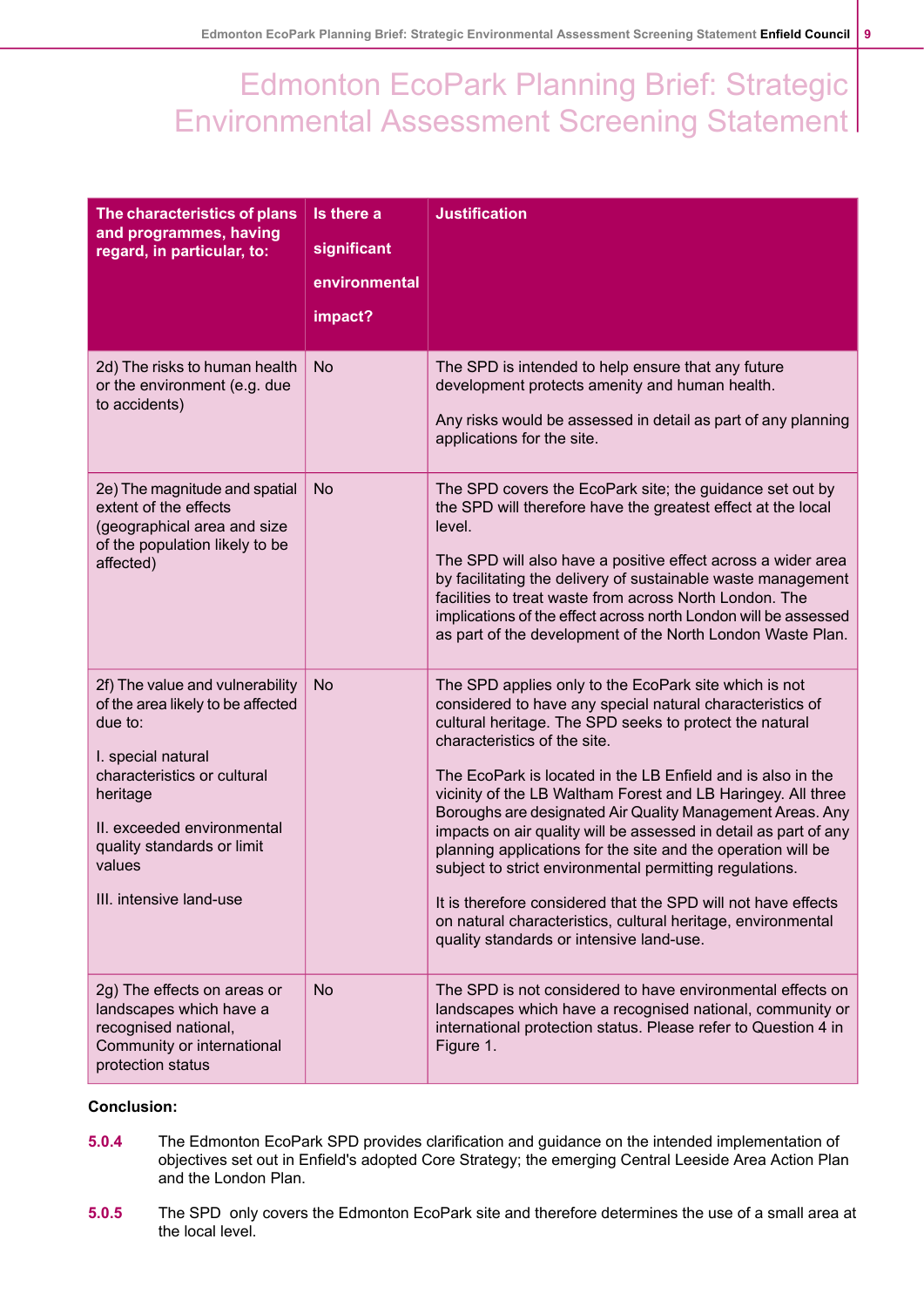# Edmonton EcoPark Planning Brief: Strategic Environmental Assessment Screening Statement

| The characteristics of plans and programmes, having regard, in particular, to: | Is there a significant environmental impact? | Justification |
|---|---|---|
| 2d) The risks to human health or the environment (e.g. due to accidents) | No | The SPD is intended to help ensure that any future development protects amenity and human health.<br><br>Any risks would be assessed in detail as part of any planning applications for the site. |
| 2e) The magnitude and spatial extent of the effects (geographical area and size of the population likely to be affected) | No | The SPD covers the EcoPark site; the guidance set out by the SPD will therefore have the greatest effect at the local level.<br><br>The SPD will also have a positive effect across a wider area by facilitating the delivery of sustainable waste management facilities to treat waste from across North London. The implications of the effect across north London will be assessed as part of the development of the North London Waste Plan. |
| 2f) The value and vulnerability of the area likely to be affected due to:<br><br>I. special natural characteristics or cultural heritage<br><br>II. exceeded environmental quality standards or limit values<br><br>III. intensive land-use | No | The SPD applies only to the EcoPark site which is not considered to have any special natural characteristics of cultural heritage. The SPD seeks to protect the natural characteristics of the site.<br><br>The EcoPark is located in the LB Enfield and is also in the vicinity of the LB Waltham Forest and LB Haringey. All three Boroughs are designated Air Quality Management Areas. Any impacts on air quality will be assessed in detail as part of any planning applications for the site and the operation will be subject to strict environmental permitting regulations.<br><br>It is therefore considered that the SPD will not have effects on natural characteristics, cultural heritage, environmental quality standards or intensive land-use. |
| 2g) The effects on areas or landscapes which have a recognised national, Community or international protection status | No | The SPD is not considered to have environmental effects on landscapes which have a recognised national, community or international protection status. Please refer to Question 4 in Figure 1. |

**Conclusion:**

**5.0.4** The Edmonton EcoPark SPD provides clarification and guidance on the intended implementation of objectives set out in Enfield's adopted Core Strategy; the emerging Central Leeside Area Action Plan and the London Plan.

**5.0.5** The SPD only covers the Edmonton EcoPark site and therefore determines the use of a small area at the local level.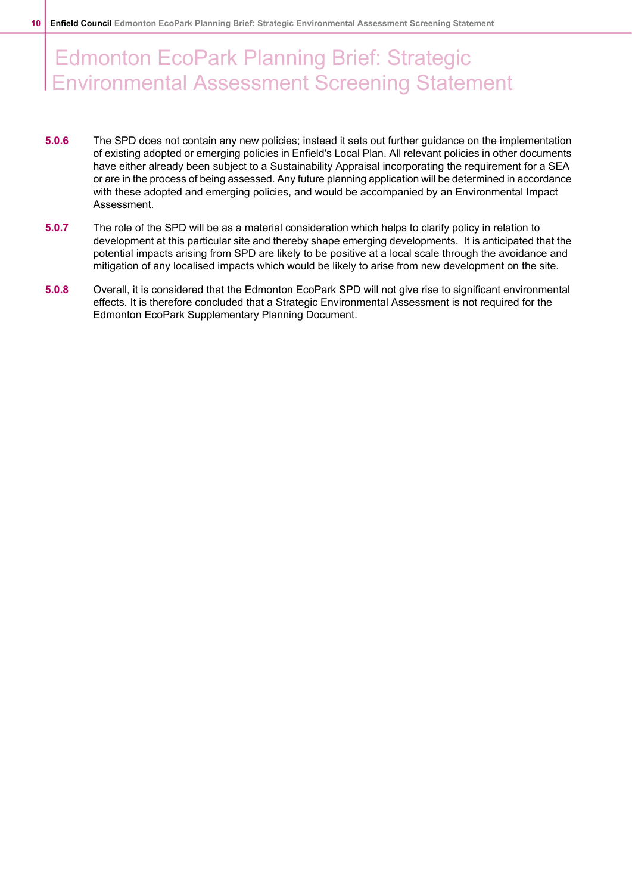# Edmonton EcoPark Planning Brief: Strategic Environmental Assessment Screening Statement

**5.0.6** The SPD does not contain any new policies; instead it sets out further guidance on the implementation of existing adopted or emerging policies in Enfield's Local Plan. All relevant policies in other documents have either already been subject to a Sustainability Appraisal incorporating the requirement for a SEA or are in the process of being assessed. Any future planning application will be determined in accordance with these adopted and emerging policies, and would be accompanied by an Environmental Impact Assessment.

**5.0.7** The role of the SPD will be as a material consideration which helps to clarify policy in relation to development at this particular site and thereby shape emerging developments. It is anticipated that the potential impacts arising from SPD are likely to be positive at a local scale through the avoidance and mitigation of any localised impacts which would be likely to arise from new development on the site.

**5.0.8** Overall, it is considered that the Edmonton EcoPark SPD will not give rise to significant environmental effects. It is therefore concluded that a Strategic Environmental Assessment is not required for the Edmonton EcoPark Supplementary Planning Document.